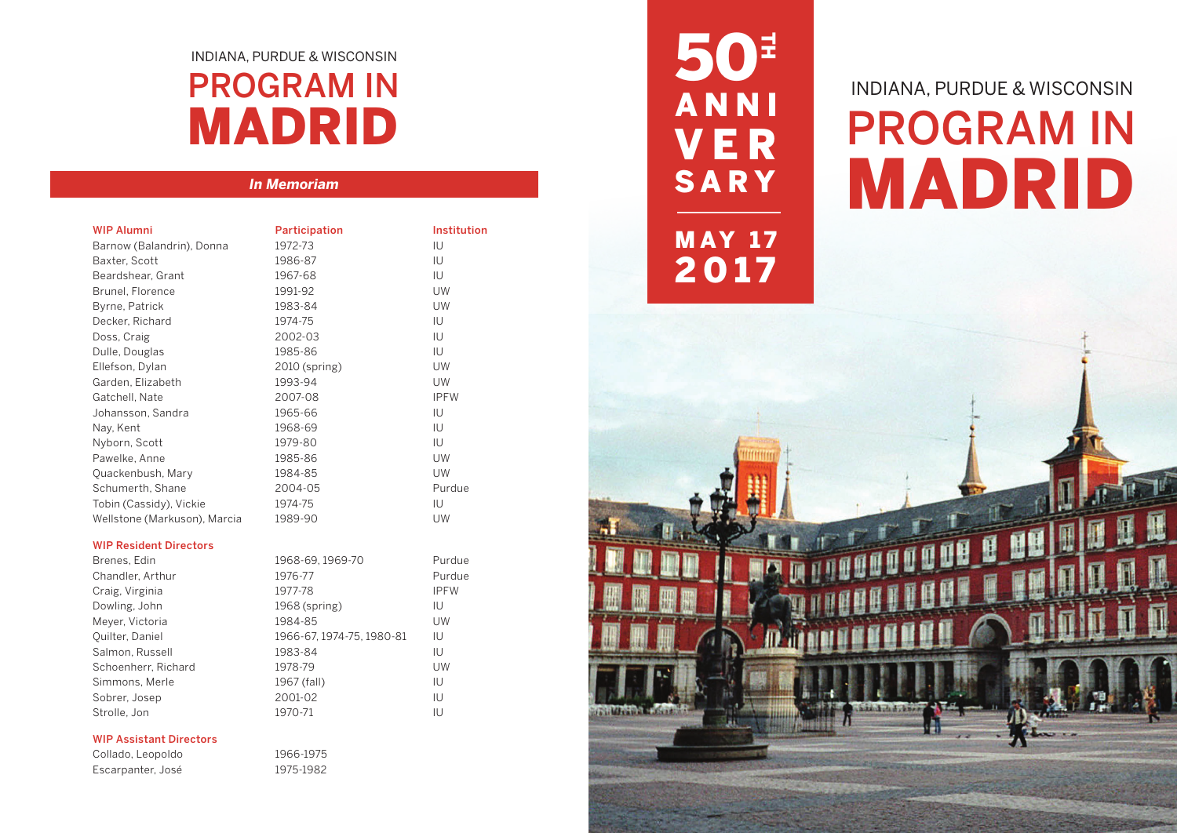INDIANA, PURDUE & WISCONSIN

# PROGRAM IN MADRID

## *In Memoriam*

| WIP Alumni | Participation | Institution |
|---|---|---|
| Barnow (Balandrin), Donna | 1972-73 | IU |
| Baxter, Scott | 1986-87 | IU |
| Beardshear, Grant | 1967-68 | IU |
| Brunel, Florence | 1991-92 | UW |
| Byrne, Patrick | 1983-84 | UW |
| Decker, Richard | 1974-75 | IU |
| Doss, Craig | 2002-03 | IU |
| Dulle, Douglas | 1985-86 | IU |
| Ellefson, Dylan | 2010 (spring) | UW |
| Garden, Elizabeth | 1993-94 | UW |
| Gatchell, Nate | 2007-08 | IPFW |
| Johansson, Sandra | 1965-66 | IU |
| Nay, Kent | 1968-69 | IU |
| Nyborn, Scott | 1979-80 | IU |
| Pawelke, Anne | 1985-86 | UW |
| Quackenbush, Mary | 1984-85 | UW |
| Schumerth, Shane | 2004-05 | Purdue |
| Tobin (Cassidy), Vickie | 1974-75 | IU |
| Wellstone (Markuson), Marcia | 1989-90 | UW |

| WIP Resident Directors | | |
|---|---|---|
| Brenes, Edin | 1968-69, 1969-70 | Purdue |
| Chandler, Arthur | 1976-77 | Purdue |
| Craig, Virginia | 1977-78 | IPFW |
| Dowling, John | 1968 (spring) | IU |
| Meyer, Victoria | 1984-85 | UW |
| Quilter, Daniel | 1966-67, 1974-75, 1980-81 | IU |
| Salmon, Russell | 1983-84 | IU |
| Schoenherr, Richard | 1978-79 | UW |
| Simmons, Merle | 1967 (fall) | IU |
| Sobrer, Josep | 2001-02 | IU |
| Strolle, Jon | 1970-71 | IU |

| WIP Assistant Directors | |
|---|---|
| Collado, Leopoldo | 1966-1975 |
| Escarpanter, José | 1975-1982 |

# 50TH ANNIVERSARY

MAY 17 2017

INDIANA, PURDUE & WISCONSIN

# PROGRAM IN MADRID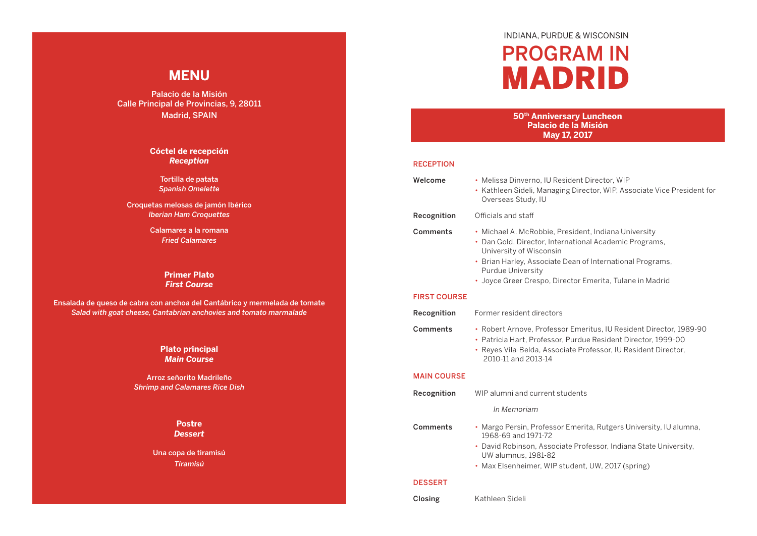# MENU

Palacio de la Misión
Calle Principal de Provincias, 9, 28011
Madrid, SPAIN

**Cóctel de recepción**
***Reception***

Tortilla de patata
*Spanish Omelette*

Croquetas melosas de jamón Ibérico
*Iberian Ham Croquettes*

Calamares a la romana
*Fried Calamares*

**Primer Plato**
***First Course***

Ensalada de queso de cabra con anchoa del Cantábrico y mermelada de tomate
*Salad with goat cheese, Cantabrian anchovies and tomato marmalade*

**Plato principal**
***Main Course***

Arroz señorito Madrileño
*Shrimp and Calamares Rice Dish*

**Postre**
***Dessert***

Una copa de tiramisú
*Tiramisú*

INDIANA, PURDUE & WISCONSIN

# PROGRAM IN MADRID

**50th Anniversary Luncheon**
**Palacio de la Misión**
**May 17, 2017**

## RECEPTION

**Welcome**
- Melissa Dinverno, IU Resident Director, WIP
- Kathleen Sideli, Managing Director, WIP, Associate Vice President for Overseas Study, IU

**Recognition** Officials and staff

**Comments**
- Michael A. McRobbie, President, Indiana University
- Dan Gold, Director, International Academic Programs, University of Wisconsin
- Brian Harley, Associate Dean of International Programs, Purdue University
- Joyce Greer Crespo, Director Emerita, Tulane in Madrid

## FIRST COURSE

**Recognition** Former resident directors

**Comments**
- Robert Arnove, Professor Emeritus, IU Resident Director, 1989-90
- Patricia Hart, Professor, Purdue Resident Director, 1999-00
- Reyes Vila-Belda, Associate Professor, IU Resident Director, 2010-11 and 2013-14

## MAIN COURSE

**Recognition** WIP alumni and current students

*In Memoriam*

**Comments**
- Margo Persin, Professor Emerita, Rutgers University, IU alumna, 1968-69 and 1971-72
- David Robinson, Associate Professor, Indiana State University, UW alumnus, 1981-82
- Max Elsenheimer, WIP student, UW, 2017 (spring)

## DESSERT

**Closing** Kathleen Sideli